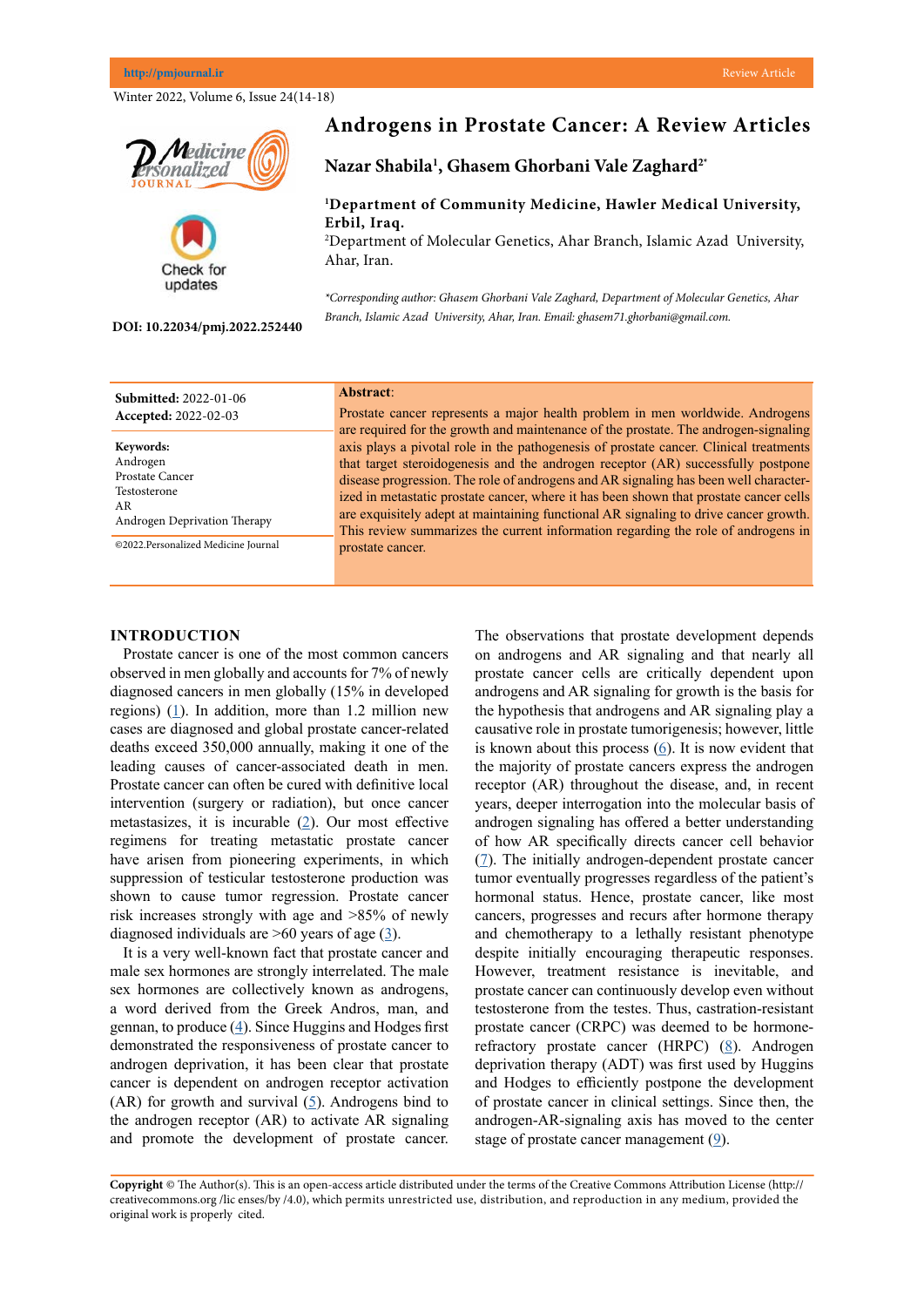# Androgens in Prostate Cancer: A Review Articles

**Nazar Shabila[1], Ghasem Ghorbani Vale Zaghard[2*]**

[1]**Department of Community Medicine, Hawler Medical University, Erbil, Iraq.**

[2]Department of Molecular Genetics, Ahar Branch, Islamic Azad University, Ahar, Iran.

*\*Corresponding author: Ghasem Ghorbani Vale Zaghard, Department of Molecular Genetics, Ahar Branch, Islamic Azad University, Ahar, Iran. Email: ghasem71.ghorbani@gmail.com.*

**DOI: 10.22034/pmj.2022.252440**

**Submitted:** 2022-01-06
**Accepted:** 2022-02-03

**Keywords:**
Androgen
Prostate Cancer
Testosterone
AR
Androgen Deprivation Therapy

©2022.Personalized Medicine Journal

**Abstract**:

Prostate cancer represents a major health problem in men worldwide. Androgens are required for the growth and maintenance of the prostate. The androgen-signaling axis plays a pivotal role in the pathogenesis of prostate cancer. Clinical treatments that target steroidogenesis and the androgen receptor (AR) successfully postpone disease progression. The role of androgens and AR signaling has been well characterized in metastatic prostate cancer, where it has been shown that prostate cancer cells are exquisitely adept at maintaining functional AR signaling to drive cancer growth. This review summarizes the current information regarding the role of androgens in prostate cancer.

## INTRODUCTION

Prostate cancer is one of the most common cancers observed in men globally and accounts for 7% of newly diagnosed cancers in men globally (15% in developed regions) (1). In addition, more than 1.2 million new cases are diagnosed and global prostate cancer-related deaths exceed 350,000 annually, making it one of the leading causes of cancer-associated death in men. Prostate cancer can often be cured with definitive local intervention (surgery or radiation), but once cancer metastasizes, it is incurable (2). Our most effective regimens for treating metastatic prostate cancer have arisen from pioneering experiments, in which suppression of testicular testosterone production was shown to cause tumor regression. Prostate cancer risk increases strongly with age and >85% of newly diagnosed individuals are >60 years of age (3).

It is a very well-known fact that prostate cancer and male sex hormones are strongly interrelated. The male sex hormones are collectively known as androgens, a word derived from the Greek Andros, man, and gennan, to produce (4). Since Huggins and Hodges first demonstrated the responsiveness of prostate cancer to androgen deprivation, it has been clear that prostate cancer is dependent on androgen receptor activation (AR) for growth and survival (5). Androgens bind to the androgen receptor (AR) to activate AR signaling and promote the development of prostate cancer. The observations that prostate development depends on androgens and AR signaling and that nearly all prostate cancer cells are critically dependent upon androgens and AR signaling for growth is the basis for the hypothesis that androgens and AR signaling play a causative role in prostate tumorigenesis; however, little is known about this process (6). It is now evident that the majority of prostate cancers express the androgen receptor (AR) throughout the disease, and, in recent years, deeper interrogation into the molecular basis of androgen signaling has offered a better understanding of how AR specifically directs cancer cell behavior (7). The initially androgen-dependent prostate cancer tumor eventually progresses regardless of the patient's hormonal status. Hence, prostate cancer, like most cancers, progresses and recurs after hormone therapy and chemotherapy to a lethally resistant phenotype despite initially encouraging therapeutic responses. However, treatment resistance is inevitable, and prostate cancer can continuously develop even without testosterone from the testes. Thus, castration-resistant prostate cancer (CRPC) was deemed to be hormone-refractory prostate cancer (HRPC) (8). Androgen deprivation therapy (ADT) was first used by Huggins and Hodges to efficiently postpone the development of prostate cancer in clinical settings. Since then, the androgen-AR-signaling axis has moved to the center stage of prostate cancer management (9).

**Copyright** © The Author(s). This is an open-access article distributed under the terms of the Creative Commons Attribution License (http://creativecommons.org /lic enses/by /4.0), which permits unrestricted use, distribution, and reproduction in any medium, provided the original work is properly cited.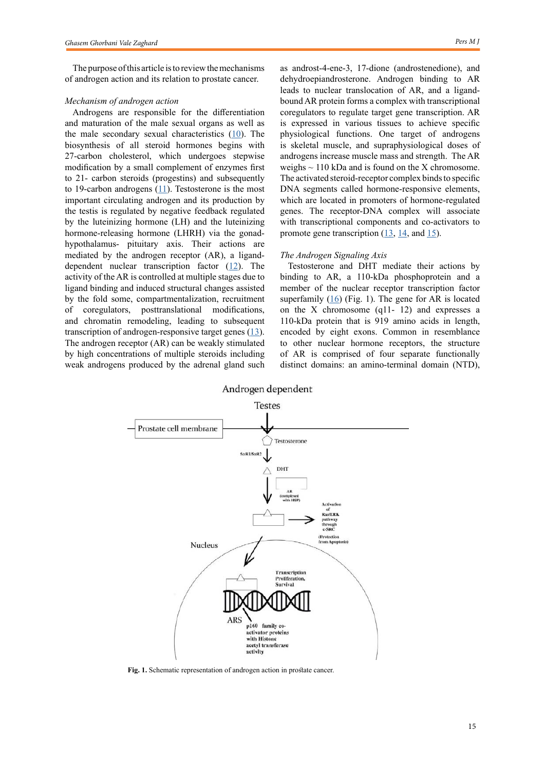The purpose of this article is to review the mechanisms of androgen action and its relation to prostate cancer.

*Mechanism of androgen action*

Androgens are responsible for the differentiation and maturation of the male sexual organs as well as the male secondary sexual characteristics (10). The biosynthesis of all steroid hormones begins with 27-carbon cholesterol, which undergoes stepwise modification by a small complement of enzymes first to 21- carbon steroids (progestins) and subsequently to 19-carbon androgens (11). Testosterone is the most important circulating androgen and its production by the testis is regulated by negative feedback regulated by the luteinizing hormone (LH) and the luteinizing hormone-releasing hormone (LHRH) via the gonad-hypothalamus- pituitary axis. Their actions are mediated by the androgen receptor (AR), a ligand-dependent nuclear transcription factor (12). The activity of the AR is controlled at multiple stages due to ligand binding and induced structural changes assisted by the fold some, compartmentalization, recruitment of coregulators, posttranslational modifications, and chromatin remodeling, leading to subsequent transcription of androgen-responsive target genes (13). The androgen receptor (AR) can be weakly stimulated by high concentrations of multiple steroids including weak androgens produced by the adrenal gland such as androst-4-ene-3, 17-dione (androstenedione), and dehydroepiandrosterone. Androgen binding to AR leads to nuclear translocation of AR, and a ligand-bound AR protein forms a complex with transcriptional coregulators to regulate target gene transcription. AR is expressed in various tissues to achieve specific physiological functions. One target of androgens is skeletal muscle, and supraphysiological doses of androgens increase muscle mass and strength. The AR weighs ~ 110 kDa and is found on the X chromosome. The activated steroid-receptor complex binds to specific DNA segments called hormone-responsive elements, which are located in promoters of hormone-regulated genes. The receptor-DNA complex will associate with transcriptional components and co-activators to promote gene transcription (13, 14, and 15).

*The Androgen Signaling Axis*

Testosterone and DHT mediate their actions by binding to AR, a 110-kDa phosphoprotein and a member of the nuclear receptor transcription factor superfamily (16) (Fig. 1). The gene for AR is located on the X chromosome (q11- 12) and expresses a 110-kDa protein that is 919 amino acids in length, encoded by eight exons. Common in resemblance to other nuclear hormone receptors, the structure of AR is comprised of four separate functionally distinct domains: an amino-terminal domain (NTD),

**Fig. 1.** Schematic representation of androgen action in prostate cancer.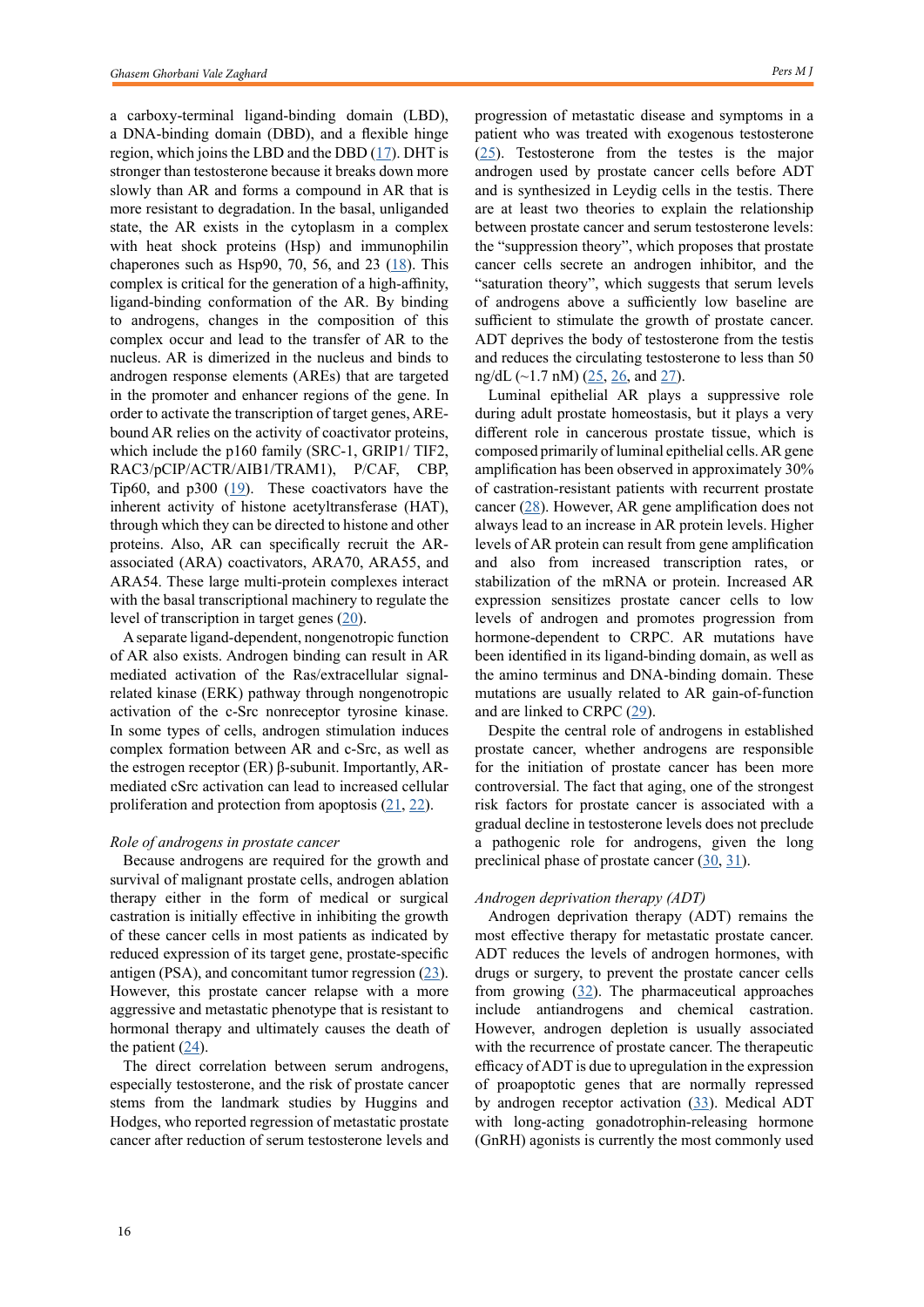a carboxy-terminal ligand-binding domain (LBD), a DNA-binding domain (DBD), and a flexible hinge region, which joins the LBD and the DBD (17). DHT is stronger than testosterone because it breaks down more slowly than AR and forms a compound in AR that is more resistant to degradation. In the basal, unliganded state, the AR exists in the cytoplasm in a complex with heat shock proteins (Hsp) and immunophilin chaperones such as Hsp90, 70, 56, and 23 (18). This complex is critical for the generation of a high-affinity, ligand-binding conformation of the AR. By binding to androgens, changes in the composition of this complex occur and lead to the transfer of AR to the nucleus. AR is dimerized in the nucleus and binds to androgen response elements (AREs) that are targeted in the promoter and enhancer regions of the gene. In order to activate the transcription of target genes, ARE-bound AR relies on the activity of coactivator proteins, which include the p160 family (SRC-1, GRIP1/ TIF2, RAC3/pCIP/ACTR/AIB1/TRAM1), P/CAF, CBP, Tip60, and p300 (19). These coactivators have the inherent activity of histone acetyltransferase (HAT), through which they can be directed to histone and other proteins. Also, AR can specifically recruit the AR-associated (ARA) coactivators, ARA70, ARA55, and ARA54. These large multi-protein complexes interact with the basal transcriptional machinery to regulate the level of transcription in target genes (20).

A separate ligand-dependent, nongenotropic function of AR also exists. Androgen binding can result in AR mediated activation of the Ras/extracellular signal-related kinase (ERK) pathway through nongenotropic activation of the c-Src nonreceptor tyrosine kinase. In some types of cells, androgen stimulation induces complex formation between AR and c-Src, as well as the estrogen receptor (ER) β-subunit. Importantly, AR-mediated cSrc activation can lead to increased cellular proliferation and protection from apoptosis (21, 22).

*Role of androgens in prostate cancer*

Because androgens are required for the growth and survival of malignant prostate cells, androgen ablation therapy either in the form of medical or surgical castration is initially effective in inhibiting the growth of these cancer cells in most patients as indicated by reduced expression of its target gene, prostate-specific antigen (PSA), and concomitant tumor regression (23). However, this prostate cancer relapse with a more aggressive and metastatic phenotype that is resistant to hormonal therapy and ultimately causes the death of the patient (24).

The direct correlation between serum androgens, especially testosterone, and the risk of prostate cancer stems from the landmark studies by Huggins and Hodges, who reported regression of metastatic prostate cancer after reduction of serum testosterone levels and progression of metastatic disease and symptoms in a patient who was treated with exogenous testosterone (25). Testosterone from the testes is the major androgen used by prostate cancer cells before ADT and is synthesized in Leydig cells in the testis. There are at least two theories to explain the relationship between prostate cancer and serum testosterone levels: the "suppression theory", which proposes that prostate cancer cells secrete an androgen inhibitor, and the "saturation theory", which suggests that serum levels of androgens above a sufficiently low baseline are sufficient to stimulate the growth of prostate cancer. ADT deprives the body of testosterone from the testis and reduces the circulating testosterone to less than 50 ng/dL (~1.7 nM) (25, 26, and 27).

Luminal epithelial AR plays a suppressive role during adult prostate homeostasis, but it plays a very different role in cancerous prostate tissue, which is composed primarily of luminal epithelial cells. AR gene amplification has been observed in approximately 30% of castration-resistant patients with recurrent prostate cancer (28). However, AR gene amplification does not always lead to an increase in AR protein levels. Higher levels of AR protein can result from gene amplification and also from increased transcription rates, or stabilization of the mRNA or protein. Increased AR expression sensitizes prostate cancer cells to low levels of androgen and promotes progression from hormone-dependent to CRPC. AR mutations have been identified in its ligand-binding domain, as well as the amino terminus and DNA-binding domain. These mutations are usually related to AR gain-of-function and are linked to CRPC (29).

Despite the central role of androgens in established prostate cancer, whether androgens are responsible for the initiation of prostate cancer has been more controversial. The fact that aging, one of the strongest risk factors for prostate cancer is associated with a gradual decline in testosterone levels does not preclude a pathogenic role for androgens, given the long preclinical phase of prostate cancer (30, 31).

*Androgen deprivation therapy (ADT)*

Androgen deprivation therapy (ADT) remains the most effective therapy for metastatic prostate cancer. ADT reduces the levels of androgen hormones, with drugs or surgery, to prevent the prostate cancer cells from growing (32). The pharmaceutical approaches include antiandrogens and chemical castration. However, androgen depletion is usually associated with the recurrence of prostate cancer. The therapeutic efficacy of ADT is due to upregulation in the expression of proapoptotic genes that are normally repressed by androgen receptor activation (33). Medical ADT with long-acting gonadotrophin-releasing hormone (GnRH) agonists is currently the most commonly used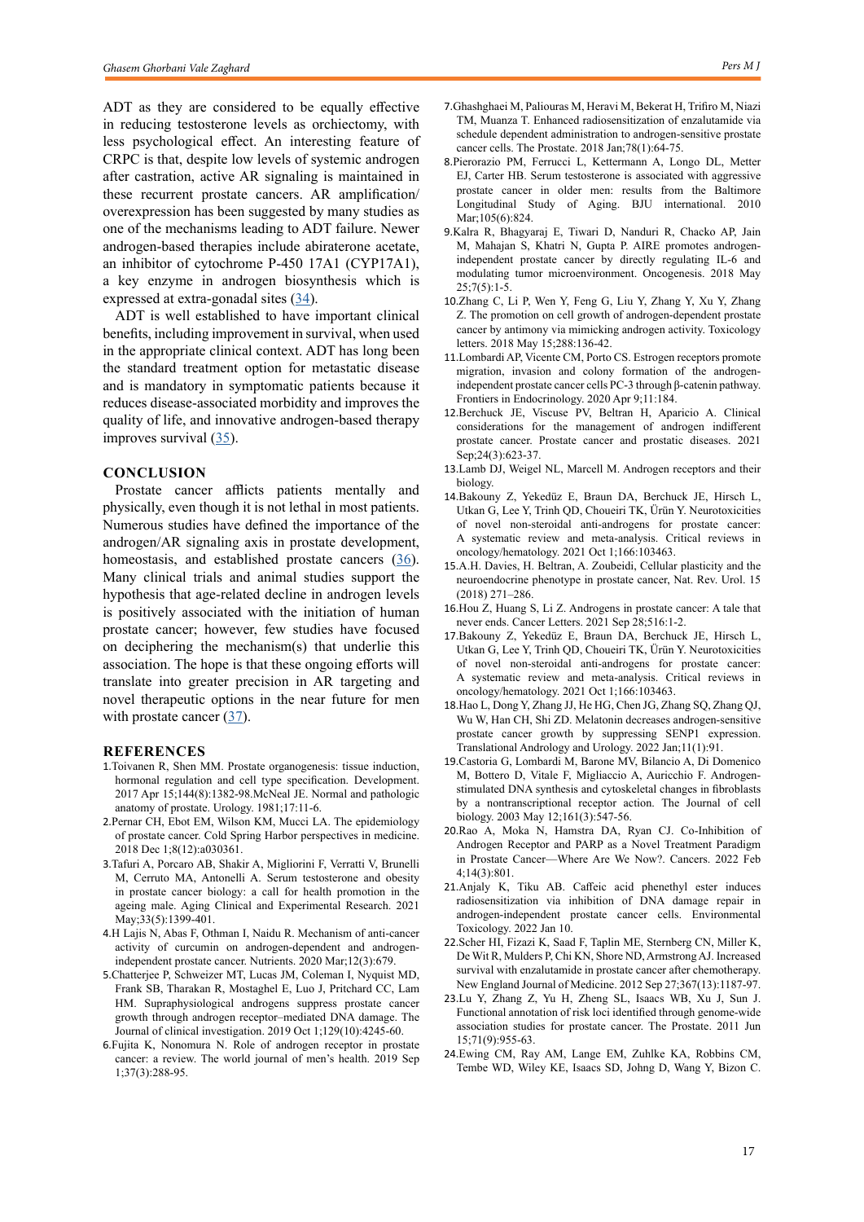ADT as they are considered to be equally effective in reducing testosterone levels as orchiectomy, with less psychological effect. An interesting feature of CRPC is that, despite low levels of systemic androgen after castration, active AR signaling is maintained in these recurrent prostate cancers. AR amplification/overexpression has been suggested by many studies as one of the mechanisms leading to ADT failure. Newer androgen-based therapies include abiraterone acetate, an inhibitor of cytochrome P-450 17A1 (CYP17A1), a key enzyme in androgen biosynthesis which is expressed at extra-gonadal sites (34).

ADT is well established to have important clinical benefits, including improvement in survival, when used in the appropriate clinical context. ADT has long been the standard treatment option for metastatic disease and is mandatory in symptomatic patients because it reduces disease-associated morbidity and improves the quality of life, and innovative androgen-based therapy improves survival (35).

## CONCLUSION

Prostate cancer afflicts patients mentally and physically, even though it is not lethal in most patients. Numerous studies have defined the importance of the androgen/AR signaling axis in prostate development, homeostasis, and established prostate cancers (36). Many clinical trials and animal studies support the hypothesis that age-related decline in androgen levels is positively associated with the initiation of human prostate cancer; however, few studies have focused on deciphering the mechanism(s) that underlie this association. The hope is that these ongoing efforts will translate into greater precision in AR targeting and novel therapeutic options in the near future for men with prostate cancer (37).

## REFERENCES

1. Toivanen R, Shen MM. Prostate organogenesis: tissue induction, hormonal regulation and cell type specification. Development. 2017 Apr 15;144(8):1382-98.McNeal JE. Normal and pathologic anatomy of prostate. Urology. 1981;17:11-6.
2. Pernar CH, Ebot EM, Wilson KM, Mucci LA. The epidemiology of prostate cancer. Cold Spring Harbor perspectives in medicine. 2018 Dec 1;8(12):a030361.
3. Tafuri A, Porcaro AB, Shakir A, Migliorini F, Verratti V, Brunelli M, Cerruto MA, Antonelli A. Serum testosterone and obesity in prostate cancer biology: a call for health promotion in the ageing male. Aging Clinical and Experimental Research. 2021 May;33(5):1399-401.
4. H Lajis N, Abas F, Othman I, Naidu R. Mechanism of anti-cancer activity of curcumin on androgen-dependent and androgen-independent prostate cancer. Nutrients. 2020 Mar;12(3):679.
5. Chatterjee P, Schweizer MT, Lucas JM, Coleman I, Nyquist MD, Frank SB, Tharakan R, Mostaghel E, Luo J, Pritchard CC, Lam HM. Supraphysiological androgens suppress prostate cancer growth through androgen receptor–mediated DNA damage. The Journal of clinical investigation. 2019 Oct 1;129(10):4245-60.
6. Fujita K, Nonomura N. Role of androgen receptor in prostate cancer: a review. The world journal of men's health. 2019 Sep 1;37(3):288-95.
7. Ghashghaei M, Paliouras M, Heravi M, Bekerat H, Trifiro M, Niazi TM, Muanza T. Enhanced radiosensitization of enzalutamide via schedule dependent administration to androgen-sensitive prostate cancer cells. The Prostate. 2018 Jan;78(1):64-75.
8. Pierorazio PM, Ferrucci L, Kettermann A, Longo DL, Metter EJ, Carter HB. Serum testosterone is associated with aggressive prostate cancer in older men: results from the Baltimore Longitudinal Study of Aging. BJU international. 2010 Mar;105(6):824.
9. Kalra R, Bhagyaraj E, Tiwari D, Nanduri R, Chacko AP, Jain M, Mahajan S, Khatri N, Gupta P. AIRE promotes androgen-independent prostate cancer by directly regulating IL-6 and modulating tumor microenvironment. Oncogenesis. 2018 May 25;7(5):1-5.
10. Zhang C, Li P, Wen Y, Feng G, Liu Y, Zhang Y, Xu Y, Zhang Z. The promotion on cell growth of androgen-dependent prostate cancer by antimony via mimicking androgen activity. Toxicology letters. 2018 May 15;288:136-42.
11. Lombardi AP, Vicente CM, Porto CS. Estrogen receptors promote migration, invasion and colony formation of the androgen-independent prostate cancer cells PC-3 through β-catenin pathway. Frontiers in Endocrinology. 2020 Apr 9;11:184.
12. Berchuck JE, Viscuse PV, Beltran H, Aparicio A. Clinical considerations for the management of androgen indifferent prostate cancer. Prostate cancer and prostatic diseases. 2021 Sep;24(3):623-37.
13. Lamb DJ, Weigel NL, Marcell M. Androgen receptors and their biology.
14. Bakouny Z, Yekedüz E, Braun DA, Berchuck JE, Hirsch L, Utkan G, Lee Y, Trinh QD, Choueiri TK, Ürün Y. Neurotoxicities of novel non-steroidal anti-androgens for prostate cancer: A systematic review and meta-analysis. Critical reviews in oncology/hematology. 2021 Oct 1;166:103463.
15. A.H. Davies, H. Beltran, A. Zoubeidi, Cellular plasticity and the neuroendocrine phenotype in prostate cancer, Nat. Rev. Urol. 15 (2018) 271–286.
16. Hou Z, Huang S, Li Z. Androgens in prostate cancer: A tale that never ends. Cancer Letters. 2021 Sep 28;516:1-2.
17. Bakouny Z, Yekedüz E, Braun DA, Berchuck JE, Hirsch L, Utkan G, Lee Y, Trinh QD, Choueiri TK, Ürün Y. Neurotoxicities of novel non-steroidal anti-androgens for prostate cancer: A systematic review and meta-analysis. Critical reviews in oncology/hematology. 2021 Oct 1;166:103463.
18. Hao L, Dong Y, Zhang JJ, He HG, Chen JG, Zhang SQ, Zhang QJ, Wu W, Han CH, Shi ZD. Melatonin decreases androgen-sensitive prostate cancer growth by suppressing SENP1 expression. Translational Andrology and Urology. 2022 Jan;11(1):91.
19. Castoria G, Lombardi M, Barone MV, Bilancio A, Di Domenico M, Bottero D, Vitale F, Migliaccio A, Auricchio F. Androgen-stimulated DNA synthesis and cytoskeletal changes in fibroblasts by a nontranscriptional receptor action. The Journal of cell biology. 2003 May 12;161(3):547-56.
20. Rao A, Moka N, Hamstra DA, Ryan CJ. Co-Inhibition of Androgen Receptor and PARP as a Novel Treatment Paradigm in Prostate Cancer—Where Are We Now?. Cancers. 2022 Feb 4;14(3):801.
21. Anjaly K, Tiku AB. Caffeic acid phenethyl ester induces radiosensitization via inhibition of DNA damage repair in androgen-independent prostate cancer cells. Environmental Toxicology. 2022 Jan 10.
22. Scher HI, Fizazi K, Saad F, Taplin ME, Sternberg CN, Miller K, De Wit R, Mulders P, Chi KN, Shore ND, Armstrong AJ. Increased survival with enzalutamide in prostate cancer after chemotherapy. New England Journal of Medicine. 2012 Sep 27;367(13):1187-97.
23. Lu Y, Zhang Z, Yu H, Zheng SL, Isaacs WB, Xu J, Sun J. Functional annotation of risk loci identified through genome-wide association studies for prostate cancer. The Prostate. 2011 Jun 15;71(9):955-63.
24. Ewing CM, Ray AM, Lange EM, Zuhlke KA, Robbins CM, Tembe WD, Wiley KE, Isaacs SD, Johng D, Wang Y, Bizon C.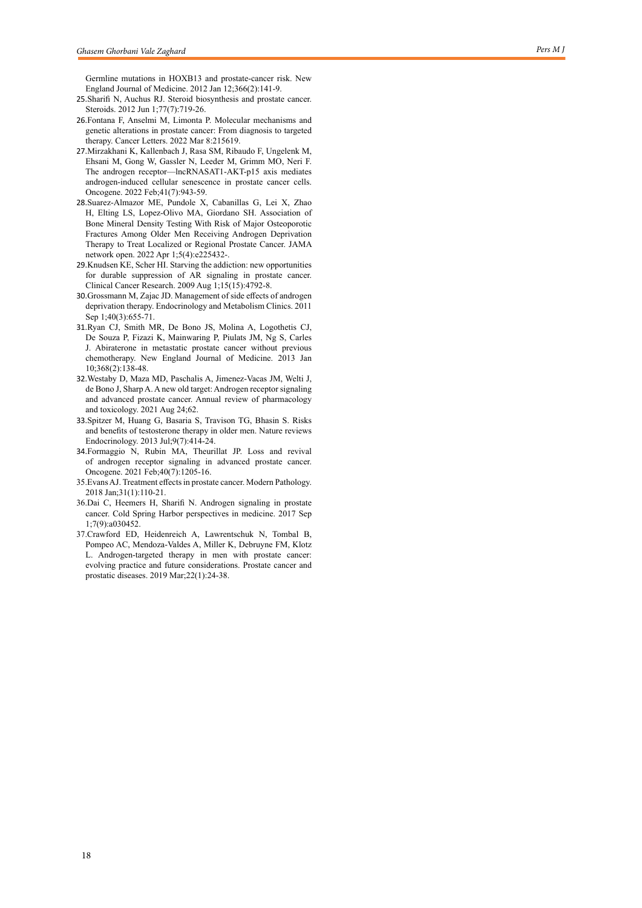Germline mutations in HOXB13 and prostate-cancer risk. New England Journal of Medicine. 2012 Jan 12;366(2):141-9.

25. Sharifi N, Auchus RJ. Steroid biosynthesis and prostate cancer. Steroids. 2012 Jun 1;77(7):719-26.
26. Fontana F, Anselmi M, Limonta P. Molecular mechanisms and genetic alterations in prostate cancer: From diagnosis to targeted therapy. Cancer Letters. 2022 Mar 8:215619.
27. Mirzakhani K, Kallenbach J, Rasa SM, Ribaudo F, Ungelenk M, Ehsani M, Gong W, Gassler N, Leeder M, Grimm MO, Neri F. The androgen receptor—lncRNASAT1-AKT-p15 axis mediates androgen-induced cellular senescence in prostate cancer cells. Oncogene. 2022 Feb;41(7):943-59.
28. Suarez-Almazor ME, Pundole X, Cabanillas G, Lei X, Zhao H, Elting LS, Lopez-Olivo MA, Giordano SH. Association of Bone Mineral Density Testing With Risk of Major Osteoporotic Fractures Among Older Men Receiving Androgen Deprivation Therapy to Treat Localized or Regional Prostate Cancer. JAMA network open. 2022 Apr 1;5(4):e225432-.
29. Knudsen KE, Scher HI. Starving the addiction: new opportunities for durable suppression of AR signaling in prostate cancer. Clinical Cancer Research. 2009 Aug 1;15(15):4792-8.
30. Grossmann M, Zajac JD. Management of side effects of androgen deprivation therapy. Endocrinology and Metabolism Clinics. 2011 Sep 1;40(3):655-71.
31. Ryan CJ, Smith MR, De Bono JS, Molina A, Logothetis CJ, De Souza P, Fizazi K, Mainwaring P, Piulats JM, Ng S, Carles J. Abiraterone in metastatic prostate cancer without previous chemotherapy. New England Journal of Medicine. 2013 Jan 10;368(2):138-48.
32. Westaby D, Maza MD, Paschalis A, Jimenez-Vacas JM, Welti J, de Bono J, Sharp A. A new old target: Androgen receptor signaling and advanced prostate cancer. Annual review of pharmacology and toxicology. 2021 Aug 24;62.
33. Spitzer M, Huang G, Basaria S, Travison TG, Bhasin S. Risks and benefits of testosterone therapy in older men. Nature reviews Endocrinology. 2013 Jul;9(7):414-24.
34. Formaggio N, Rubin MA, Theurillat JP. Loss and revival of androgen receptor signaling in advanced prostate cancer. Oncogene. 2021 Feb;40(7):1205-16.
35. Evans AJ. Treatment effects in prostate cancer. Modern Pathology. 2018 Jan;31(1):110-21.
36. Dai C, Heemers H, Sharifi N. Androgen signaling in prostate cancer. Cold Spring Harbor perspectives in medicine. 2017 Sep 1;7(9):a030452.
37. Crawford ED, Heidenreich A, Lawrentschuk N, Tombal B, Pompeo AC, Mendoza-Valdes A, Miller K, Debruyne FM, Klotz L. Androgen-targeted therapy in men with prostate cancer: evolving practice and future considerations. Prostate cancer and prostatic diseases. 2019 Mar;22(1):24-38.